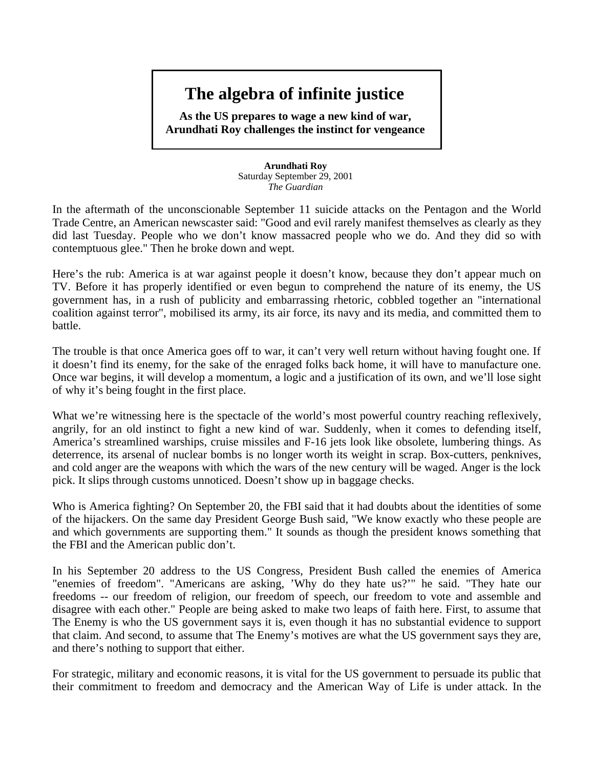# The algebra of infinite justice

**As the US prepares to wage a new kind of war, Arundhati Roy challenges the instinct for vengeance**

**Arundhati Roy**
Saturday September 29, 2001
*The Guardian*

In the aftermath of the unconscionable September 11 suicide attacks on the Pentagon and the World Trade Centre, an American newscaster said: "Good and evil rarely manifest themselves as clearly as they did last Tuesday. People who we don't know massacred people who we do. And they did so with contemptuous glee." Then he broke down and wept.

Here's the rub: America is at war against people it doesn't know, because they don't appear much on TV. Before it has properly identified or even begun to comprehend the nature of its enemy, the US government has, in a rush of publicity and embarrassing rhetoric, cobbled together an "international coalition against terror", mobilised its army, its air force, its navy and its media, and committed them to battle.

The trouble is that once America goes off to war, it can't very well return without having fought one. If it doesn't find its enemy, for the sake of the enraged folks back home, it will have to manufacture one. Once war begins, it will develop a momentum, a logic and a justification of its own, and we'll lose sight of why it's being fought in the first place.

What we're witnessing here is the spectacle of the world's most powerful country reaching reflexively, angrily, for an old instinct to fight a new kind of war. Suddenly, when it comes to defending itself, America's streamlined warships, cruise missiles and F-16 jets look like obsolete, lumbering things. As deterrence, its arsenal of nuclear bombs is no longer worth its weight in scrap. Box-cutters, penknives, and cold anger are the weapons with which the wars of the new century will be waged. Anger is the lock pick. It slips through customs unnoticed. Doesn't show up in baggage checks.

Who is America fighting? On September 20, the FBI said that it had doubts about the identities of some of the hijackers. On the same day President George Bush said, "We know exactly who these people are and which governments are supporting them." It sounds as though the president knows something that the FBI and the American public don't.

In his September 20 address to the US Congress, President Bush called the enemies of America "enemies of freedom". "Americans are asking, 'Why do they hate us?'" he said. "They hate our freedoms -- our freedom of religion, our freedom of speech, our freedom to vote and assemble and disagree with each other." People are being asked to make two leaps of faith here. First, to assume that The Enemy is who the US government says it is, even though it has no substantial evidence to support that claim. And second, to assume that The Enemy's motives are what the US government says they are, and there's nothing to support that either.

For strategic, military and economic reasons, it is vital for the US government to persuade its public that their commitment to freedom and democracy and the American Way of Life is under attack. In the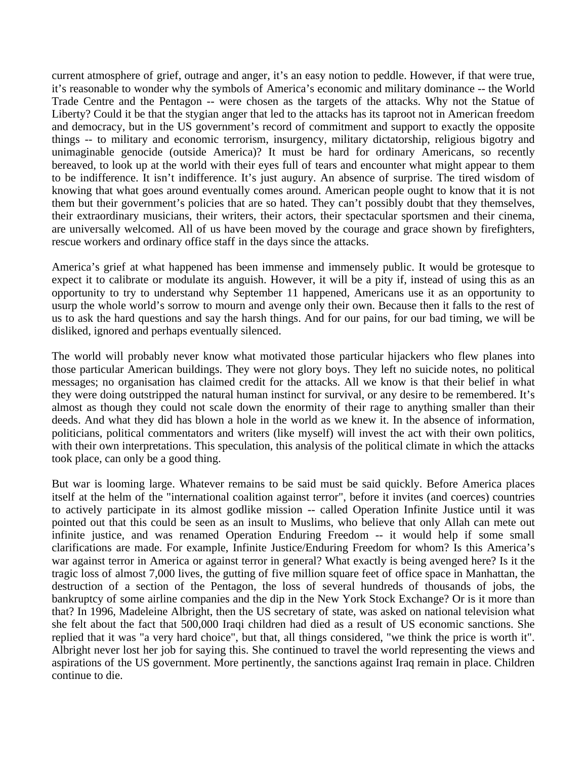current atmosphere of grief, outrage and anger, it's an easy notion to peddle. However, if that were true, it's reasonable to wonder why the symbols of America's economic and military dominance -- the World Trade Centre and the Pentagon -- were chosen as the targets of the attacks. Why not the Statue of Liberty? Could it be that the stygian anger that led to the attacks has its taproot not in American freedom and democracy, but in the US government's record of commitment and support to exactly the opposite things -- to military and economic terrorism, insurgency, military dictatorship, religious bigotry and unimaginable genocide (outside America)? It must be hard for ordinary Americans, so recently bereaved, to look up at the world with their eyes full of tears and encounter what might appear to them to be indifference. It isn't indifference. It's just augury. An absence of surprise. The tired wisdom of knowing that what goes around eventually comes around. American people ought to know that it is not them but their government's policies that are so hated. They can't possibly doubt that they themselves, their extraordinary musicians, their writers, their actors, their spectacular sportsmen and their cinema, are universally welcomed. All of us have been moved by the courage and grace shown by firefighters, rescue workers and ordinary office staff in the days since the attacks.

America's grief at what happened has been immense and immensely public. It would be grotesque to expect it to calibrate or modulate its anguish. However, it will be a pity if, instead of using this as an opportunity to try to understand why September 11 happened, Americans use it as an opportunity to usurp the whole world's sorrow to mourn and avenge only their own. Because then it falls to the rest of us to ask the hard questions and say the harsh things. And for our pains, for our bad timing, we will be disliked, ignored and perhaps eventually silenced.

The world will probably never know what motivated those particular hijackers who flew planes into those particular American buildings. They were not glory boys. They left no suicide notes, no political messages; no organisation has claimed credit for the attacks. All we know is that their belief in what they were doing outstripped the natural human instinct for survival, or any desire to be remembered. It's almost as though they could not scale down the enormity of their rage to anything smaller than their deeds. And what they did has blown a hole in the world as we knew it. In the absence of information, politicians, political commentators and writers (like myself) will invest the act with their own politics, with their own interpretations. This speculation, this analysis of the political climate in which the attacks took place, can only be a good thing.

But war is looming large. Whatever remains to be said must be said quickly. Before America places itself at the helm of the "international coalition against terror", before it invites (and coerces) countries to actively participate in its almost godlike mission -- called Operation Infinite Justice until it was pointed out that this could be seen as an insult to Muslims, who believe that only Allah can mete out infinite justice, and was renamed Operation Enduring Freedom -- it would help if some small clarifications are made. For example, Infinite Justice/Enduring Freedom for whom? Is this America's war against terror in America or against terror in general? What exactly is being avenged here? Is it the tragic loss of almost 7,000 lives, the gutting of five million square feet of office space in Manhattan, the destruction of a section of the Pentagon, the loss of several hundreds of thousands of jobs, the bankruptcy of some airline companies and the dip in the New York Stock Exchange? Or is it more than that? In 1996, Madeleine Albright, then the US secretary of state, was asked on national television what she felt about the fact that 500,000 Iraqi children had died as a result of US economic sanctions. She replied that it was "a very hard choice", but that, all things considered, "we think the price is worth it". Albright never lost her job for saying this. She continued to travel the world representing the views and aspirations of the US government. More pertinently, the sanctions against Iraq remain in place. Children continue to die.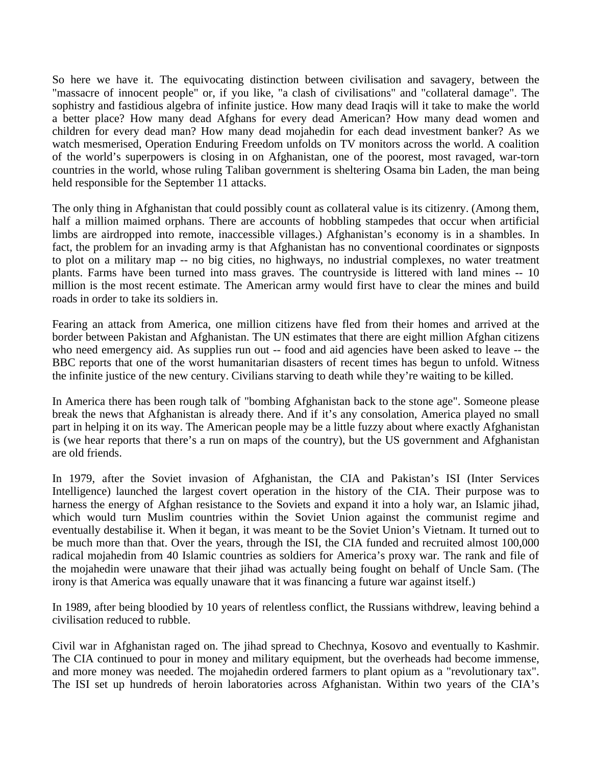So here we have it. The equivocating distinction between civilisation and savagery, between the "massacre of innocent people" or, if you like, "a clash of civilisations" and "collateral damage". The sophistry and fastidious algebra of infinite justice. How many dead Iraqis will it take to make the world a better place? How many dead Afghans for every dead American? How many dead women and children for every dead man? How many dead mojahedin for each dead investment banker? As we watch mesmerised, Operation Enduring Freedom unfolds on TV monitors across the world. A coalition of the world's superpowers is closing in on Afghanistan, one of the poorest, most ravaged, war-torn countries in the world, whose ruling Taliban government is sheltering Osama bin Laden, the man being held responsible for the September 11 attacks.

The only thing in Afghanistan that could possibly count as collateral value is its citizenry. (Among them, half a million maimed orphans. There are accounts of hobbling stampedes that occur when artificial limbs are airdropped into remote, inaccessible villages.) Afghanistan's economy is in a shambles. In fact, the problem for an invading army is that Afghanistan has no conventional coordinates or signposts to plot on a military map -- no big cities, no highways, no industrial complexes, no water treatment plants. Farms have been turned into mass graves. The countryside is littered with land mines -- 10 million is the most recent estimate. The American army would first have to clear the mines and build roads in order to take its soldiers in.

Fearing an attack from America, one million citizens have fled from their homes and arrived at the border between Pakistan and Afghanistan. The UN estimates that there are eight million Afghan citizens who need emergency aid. As supplies run out -- food and aid agencies have been asked to leave -- the BBC reports that one of the worst humanitarian disasters of recent times has begun to unfold. Witness the infinite justice of the new century. Civilians starving to death while they're waiting to be killed.

In America there has been rough talk of "bombing Afghanistan back to the stone age". Someone please break the news that Afghanistan is already there. And if it's any consolation, America played no small part in helping it on its way. The American people may be a little fuzzy about where exactly Afghanistan is (we hear reports that there's a run on maps of the country), but the US government and Afghanistan are old friends.

In 1979, after the Soviet invasion of Afghanistan, the CIA and Pakistan's ISI (Inter Services Intelligence) launched the largest covert operation in the history of the CIA. Their purpose was to harness the energy of Afghan resistance to the Soviets and expand it into a holy war, an Islamic jihad, which would turn Muslim countries within the Soviet Union against the communist regime and eventually destabilise it. When it began, it was meant to be the Soviet Union's Vietnam. It turned out to be much more than that. Over the years, through the ISI, the CIA funded and recruited almost 100,000 radical mojahedin from 40 Islamic countries as soldiers for America's proxy war. The rank and file of the mojahedin were unaware that their jihad was actually being fought on behalf of Uncle Sam. (The irony is that America was equally unaware that it was financing a future war against itself.)

In 1989, after being bloodied by 10 years of relentless conflict, the Russians withdrew, leaving behind a civilisation reduced to rubble.

Civil war in Afghanistan raged on. The jihad spread to Chechnya, Kosovo and eventually to Kashmir. The CIA continued to pour in money and military equipment, but the overheads had become immense, and more money was needed. The mojahedin ordered farmers to plant opium as a "revolutionary tax". The ISI set up hundreds of heroin laboratories across Afghanistan. Within two years of the CIA's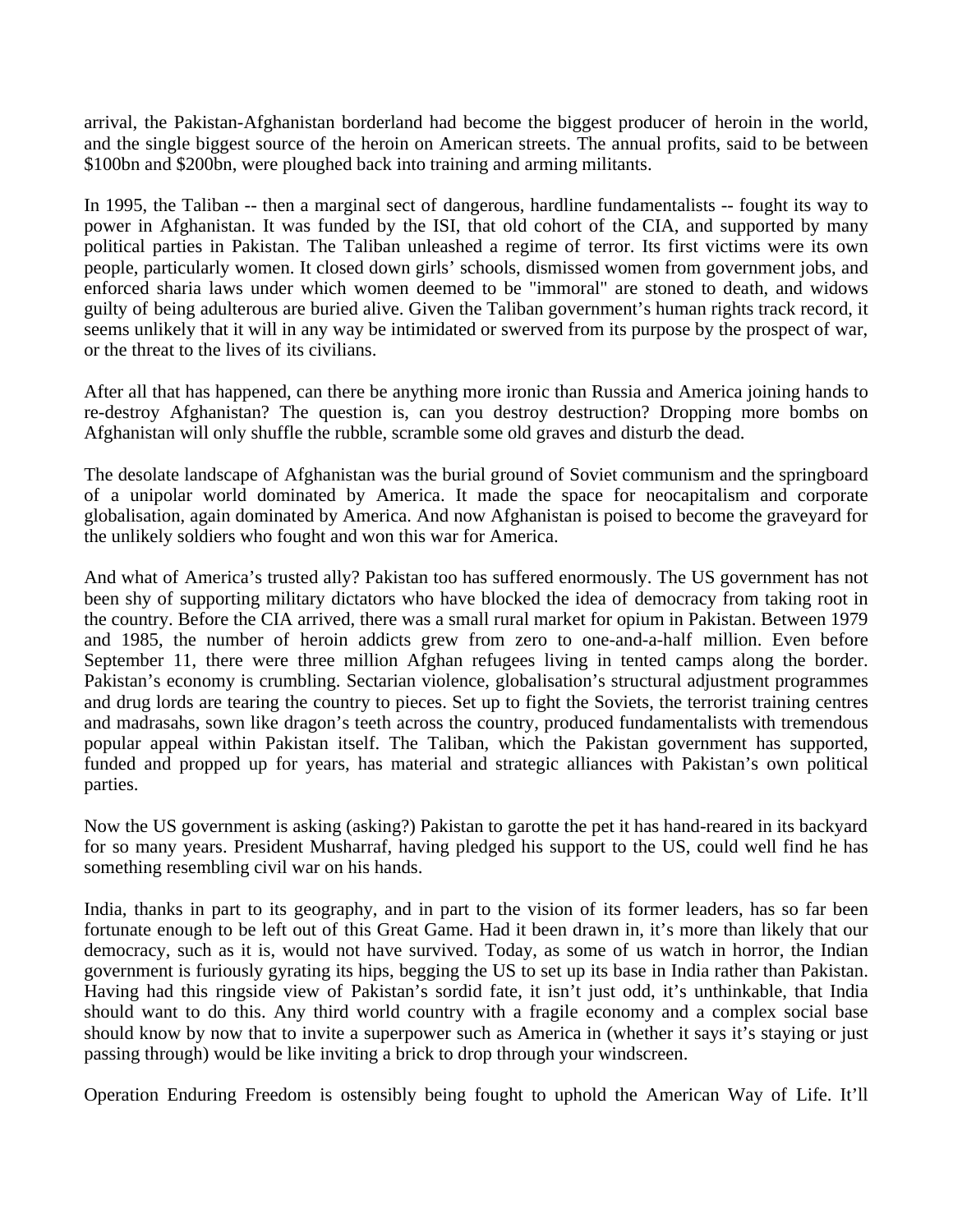arrival, the Pakistan-Afghanistan borderland had become the biggest producer of heroin in the world, and the single biggest source of the heroin on American streets. The annual profits, said to be between \$100bn and \$200bn, were ploughed back into training and arming militants.

In 1995, the Taliban -- then a marginal sect of dangerous, hardline fundamentalists -- fought its way to power in Afghanistan. It was funded by the ISI, that old cohort of the CIA, and supported by many political parties in Pakistan. The Taliban unleashed a regime of terror. Its first victims were its own people, particularly women. It closed down girls' schools, dismissed women from government jobs, and enforced sharia laws under which women deemed to be "immoral" are stoned to death, and widows guilty of being adulterous are buried alive. Given the Taliban government's human rights track record, it seems unlikely that it will in any way be intimidated or swerved from its purpose by the prospect of war, or the threat to the lives of its civilians.

After all that has happened, can there be anything more ironic than Russia and America joining hands to re-destroy Afghanistan? The question is, can you destroy destruction? Dropping more bombs on Afghanistan will only shuffle the rubble, scramble some old graves and disturb the dead.

The desolate landscape of Afghanistan was the burial ground of Soviet communism and the springboard of a unipolar world dominated by America. It made the space for neocapitalism and corporate globalisation, again dominated by America. And now Afghanistan is poised to become the graveyard for the unlikely soldiers who fought and won this war for America.

And what of America's trusted ally? Pakistan too has suffered enormously. The US government has not been shy of supporting military dictators who have blocked the idea of democracy from taking root in the country. Before the CIA arrived, there was a small rural market for opium in Pakistan. Between 1979 and 1985, the number of heroin addicts grew from zero to one-and-a-half million. Even before September 11, there were three million Afghan refugees living in tented camps along the border. Pakistan's economy is crumbling. Sectarian violence, globalisation's structural adjustment programmes and drug lords are tearing the country to pieces. Set up to fight the Soviets, the terrorist training centres and madrasahs, sown like dragon's teeth across the country, produced fundamentalists with tremendous popular appeal within Pakistan itself. The Taliban, which the Pakistan government has supported, funded and propped up for years, has material and strategic alliances with Pakistan's own political parties.

Now the US government is asking (asking?) Pakistan to garotte the pet it has hand-reared in its backyard for so many years. President Musharraf, having pledged his support to the US, could well find he has something resembling civil war on his hands.

India, thanks in part to its geography, and in part to the vision of its former leaders, has so far been fortunate enough to be left out of this Great Game. Had it been drawn in, it's more than likely that our democracy, such as it is, would not have survived. Today, as some of us watch in horror, the Indian government is furiously gyrating its hips, begging the US to set up its base in India rather than Pakistan. Having had this ringside view of Pakistan's sordid fate, it isn't just odd, it's unthinkable, that India should want to do this. Any third world country with a fragile economy and a complex social base should know by now that to invite a superpower such as America in (whether it says it's staying or just passing through) would be like inviting a brick to drop through your windscreen.

Operation Enduring Freedom is ostensibly being fought to uphold the American Way of Life. It'll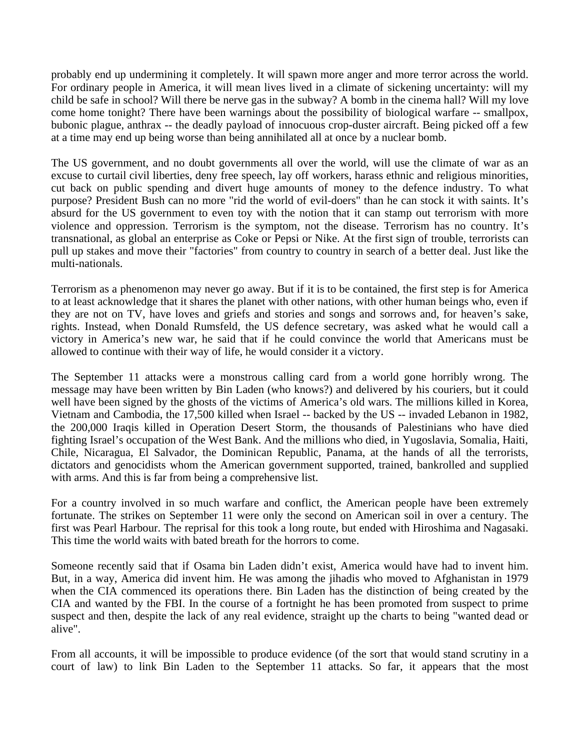probably end up undermining it completely. It will spawn more anger and more terror across the world. For ordinary people in America, it will mean lives lived in a climate of sickening uncertainty: will my child be safe in school? Will there be nerve gas in the subway? A bomb in the cinema hall? Will my love come home tonight? There have been warnings about the possibility of biological warfare -- smallpox, bubonic plague, anthrax -- the deadly payload of innocuous crop-duster aircraft. Being picked off a few at a time may end up being worse than being annihilated all at once by a nuclear bomb.

The US government, and no doubt governments all over the world, will use the climate of war as an excuse to curtail civil liberties, deny free speech, lay off workers, harass ethnic and religious minorities, cut back on public spending and divert huge amounts of money to the defence industry. To what purpose? President Bush can no more "rid the world of evil-doers" than he can stock it with saints. It's absurd for the US government to even toy with the notion that it can stamp out terrorism with more violence and oppression. Terrorism is the symptom, not the disease. Terrorism has no country. It's transnational, as global an enterprise as Coke or Pepsi or Nike. At the first sign of trouble, terrorists can pull up stakes and move their "factories" from country to country in search of a better deal. Just like the multi-nationals.

Terrorism as a phenomenon may never go away. But if it is to be contained, the first step is for America to at least acknowledge that it shares the planet with other nations, with other human beings who, even if they are not on TV, have loves and griefs and stories and songs and sorrows and, for heaven's sake, rights. Instead, when Donald Rumsfeld, the US defence secretary, was asked what he would call a victory in America's new war, he said that if he could convince the world that Americans must be allowed to continue with their way of life, he would consider it a victory.

The September 11 attacks were a monstrous calling card from a world gone horribly wrong. The message may have been written by Bin Laden (who knows?) and delivered by his couriers, but it could well have been signed by the ghosts of the victims of America's old wars. The millions killed in Korea, Vietnam and Cambodia, the 17,500 killed when Israel -- backed by the US -- invaded Lebanon in 1982, the 200,000 Iraqis killed in Operation Desert Storm, the thousands of Palestinians who have died fighting Israel's occupation of the West Bank. And the millions who died, in Yugoslavia, Somalia, Haiti, Chile, Nicaragua, El Salvador, the Dominican Republic, Panama, at the hands of all the terrorists, dictators and genocidists whom the American government supported, trained, bankrolled and supplied with arms. And this is far from being a comprehensive list.

For a country involved in so much warfare and conflict, the American people have been extremely fortunate. The strikes on September 11 were only the second on American soil in over a century. The first was Pearl Harbour. The reprisal for this took a long route, but ended with Hiroshima and Nagasaki. This time the world waits with bated breath for the horrors to come.

Someone recently said that if Osama bin Laden didn't exist, America would have had to invent him. But, in a way, America did invent him. He was among the jihadis who moved to Afghanistan in 1979 when the CIA commenced its operations there. Bin Laden has the distinction of being created by the CIA and wanted by the FBI. In the course of a fortnight he has been promoted from suspect to prime suspect and then, despite the lack of any real evidence, straight up the charts to being "wanted dead or alive".

From all accounts, it will be impossible to produce evidence (of the sort that would stand scrutiny in a court of law) to link Bin Laden to the September 11 attacks. So far, it appears that the most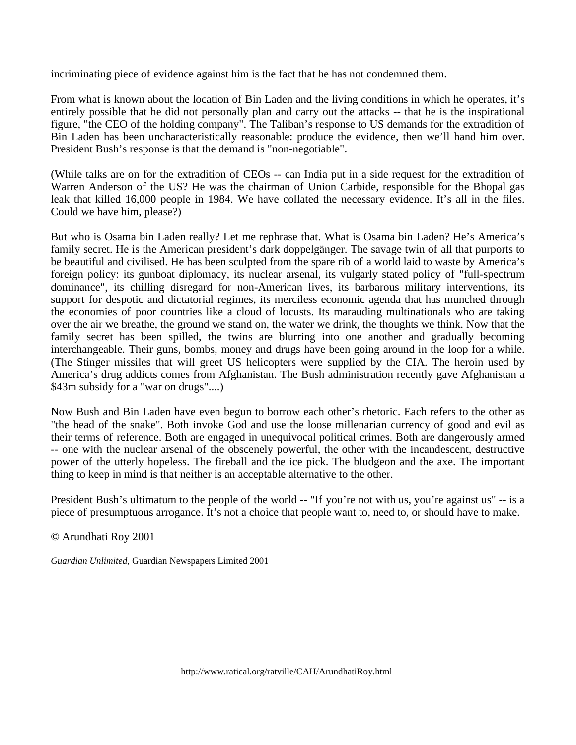incriminating piece of evidence against him is the fact that he has not condemned them.

From what is known about the location of Bin Laden and the living conditions in which he operates, it's entirely possible that he did not personally plan and carry out the attacks -- that he is the inspirational figure, "the CEO of the holding company". The Taliban's response to US demands for the extradition of Bin Laden has been uncharacteristically reasonable: produce the evidence, then we'll hand him over. President Bush's response is that the demand is "non-negotiable".

(While talks are on for the extradition of CEOs -- can India put in a side request for the extradition of Warren Anderson of the US? He was the chairman of Union Carbide, responsible for the Bhopal gas leak that killed 16,000 people in 1984. We have collated the necessary evidence. It's all in the files. Could we have him, please?)

But who is Osama bin Laden really? Let me rephrase that. What is Osama bin Laden? He's America's family secret. He is the American president's dark doppelgänger. The savage twin of all that purports to be beautiful and civilised. He has been sculpted from the spare rib of a world laid to waste by America's foreign policy: its gunboat diplomacy, its nuclear arsenal, its vulgarly stated policy of "full-spectrum dominance", its chilling disregard for non-American lives, its barbarous military interventions, its support for despotic and dictatorial regimes, its merciless economic agenda that has munched through the economies of poor countries like a cloud of locusts. Its marauding multinationals who are taking over the air we breathe, the ground we stand on, the water we drink, the thoughts we think. Now that the family secret has been spilled, the twins are blurring into one another and gradually becoming interchangeable. Their guns, bombs, money and drugs have been going around in the loop for a while. (The Stinger missiles that will greet US helicopters were supplied by the CIA. The heroin used by America's drug addicts comes from Afghanistan. The Bush administration recently gave Afghanistan a $43m subsidy for a "war on drugs"....)

Now Bush and Bin Laden have even begun to borrow each other's rhetoric. Each refers to the other as "the head of the snake". Both invoke God and use the loose millenarian currency of good and evil as their terms of reference. Both are engaged in unequivocal political crimes. Both are dangerously armed -- one with the nuclear arsenal of the obscenely powerful, the other with the incandescent, destructive power of the utterly hopeless. The fireball and the ice pick. The bludgeon and the axe. The important thing to keep in mind is that neither is an acceptable alternative to the other.

President Bush's ultimatum to the people of the world -- "If you're not with us, you're against us" -- is a piece of presumptuous arrogance. It's not a choice that people want to, need to, or should have to make.

© Arundhati Roy 2001

*Guardian Unlimited*, Guardian Newspapers Limited 2001

http://www.ratical.org/ratville/CAH/ArundhatiRoy.html